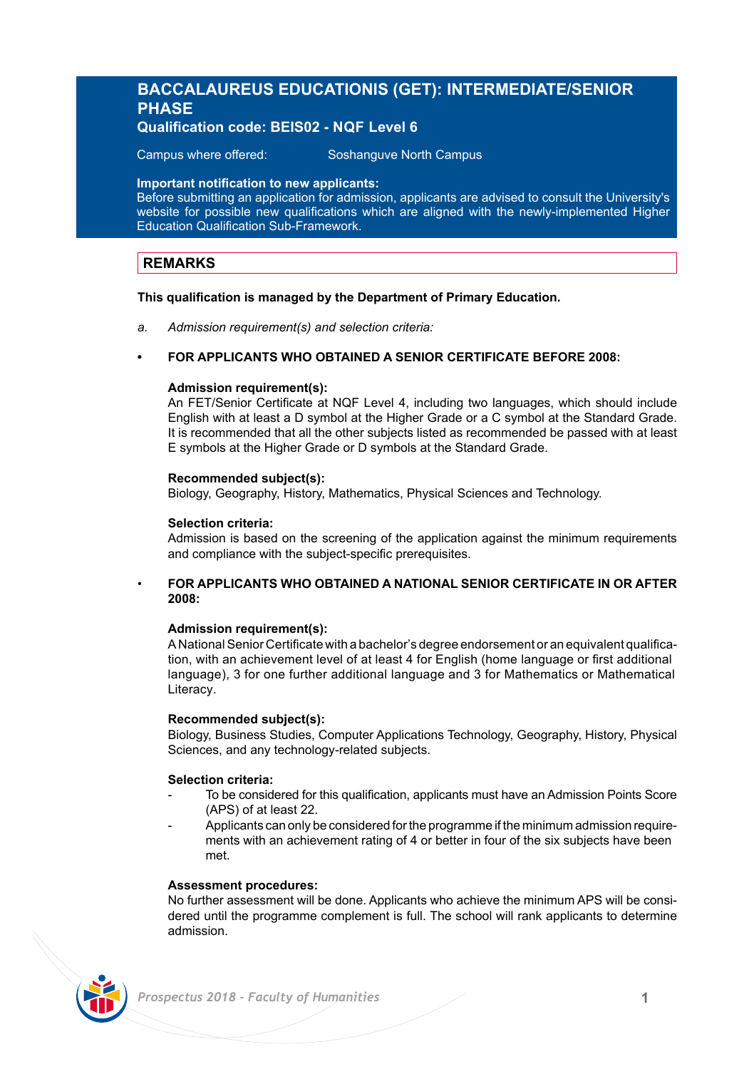# BACCALAUREUS EDUCATIONIS (GET): INTERMEDIATE/SENIOR PHASE

**Qualification code: BEIS02 - NQF Level 6**

Campus where offered: Soshanguve North Campus

**Important notification to new applicants:**
Before submitting an application for admission, applicants are advised to consult the University's website for possible new qualifications which are aligned with the newly-implemented Higher Education Qualification Sub-Framework.

## REMARKS

**This qualification is managed by the Department of Primary Education.**

a. *Admission requirement(s) and selection criteria:*

- **FOR APPLICANTS WHO OBTAINED A SENIOR CERTIFICATE BEFORE 2008:**

  **Admission requirement(s):**
  An FET/Senior Certificate at NQF Level 4, including two languages, which should include English with at least a D symbol at the Higher Grade or a C symbol at the Standard Grade. It is recommended that all the other subjects listed as recommended be passed with at least E symbols at the Higher Grade or D symbols at the Standard Grade.

  **Recommended subject(s):**
  Biology, Geography, History, Mathematics, Physical Sciences and Technology.

  **Selection criteria:**
  Admission is based on the screening of the application against the minimum requirements and compliance with the subject-specific prerequisites.

- **FOR APPLICANTS WHO OBTAINED A NATIONAL SENIOR CERTIFICATE IN OR AFTER 2008:**

  **Admission requirement(s):**
  A National Senior Certificate with a bachelor's degree endorsement or an equivalent qualification, with an achievement level of at least 4 for English (home language or first additional language), 3 for one further additional language and 3 for Mathematics or Mathematical Literacy.

  **Recommended subject(s):**
  Biology, Business Studies, Computer Applications Technology, Geography, History, Physical Sciences, and any technology-related subjects.

  **Selection criteria:**
  - To be considered for this qualification, applicants must have an Admission Points Score (APS) of at least 22.
  - Applicants can only be considered for the programme if the minimum admission requirements with an achievement rating of 4 or better in four of the six subjects have been met.

  **Assessment procedures:**
  No further assessment will be done. Applicants who achieve the minimum APS will be considered until the programme complement is full. The school will rank applicants to determine admission.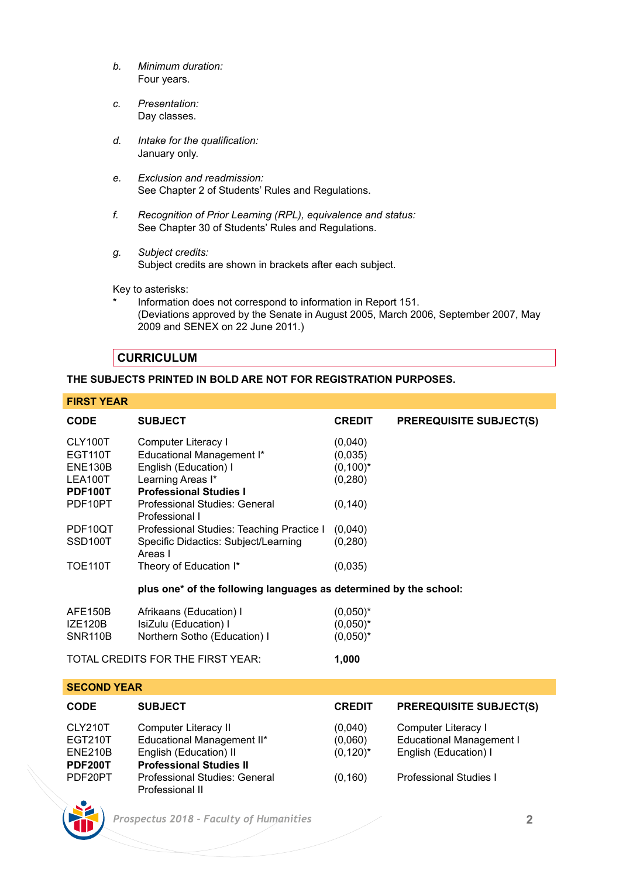b. *Minimum duration:*
   Four years.

c. *Presentation:*
   Day classes.

d. *Intake for the qualification:*
   January only.

e. *Exclusion and readmission:*
   See Chapter 2 of Students' Rules and Regulations.

f. *Recognition of Prior Learning (RPL), equivalence and status:*
   See Chapter 30 of Students' Rules and Regulations.

g. *Subject credits:*
   Subject credits are shown in brackets after each subject.

Key to asterisks:

\* Information does not correspond to information in Report 151.
(Deviations approved by the Senate in August 2005, March 2006, September 2007, May 2009 and SENEX on 22 June 2011.)

## CURRICULUM

**THE SUBJECTS PRINTED IN BOLD ARE NOT FOR REGISTRATION PURPOSES.**

### FIRST YEAR

| CODE | SUBJECT | CREDIT | PREREQUISITE SUBJECT(S) |
|---|---|---|---|
| CLY100T | Computer Literacy I | (0,040) | |
| EGT110T | Educational Management I* | (0,035) | |
| ENE130B | English (Education) I | (0,100)* | |
| LEA100T | Learning Areas I* | (0,280) | |
| **PDF100T** | **Professional Studies I** | | |
| PDF10PT | Professional Studies: General Professional I | (0,140) | |
| PDF10QT | Professional Studies: Teaching Practice I | (0,040) | |
| SSD100T | Specific Didactics: Subject/Learning Areas I | (0,280) | |
| TOE110T | Theory of Education I* | (0,035) | |
| | **plus one\* of the following languages as determined by the school:** | | |
| AFE150B | Afrikaans (Education) I | (0,050)* | |
| IZE120B | IsiZulu (Education) I | (0,050)* | |
| SNR110B | Northern Sotho (Education) I | (0,050)* | |
| TOTAL CREDITS FOR THE FIRST YEAR: | | **1,000** | |

### SECOND YEAR

| CODE | SUBJECT | CREDIT | PREREQUISITE SUBJECT(S) |
|---|---|---|---|
| CLY210T | Computer Literacy II | (0,040) | Computer Literacy I |
| EGT210T | Educational Management II* | (0,060) | Educational Management I |
| ENE210B | English (Education) II | (0,120)* | English (Education) I |
| **PDF200T** | **Professional Studies II** | | |
| PDF20PT | Professional Studies: General Professional II | (0,160) | Professional Studies I |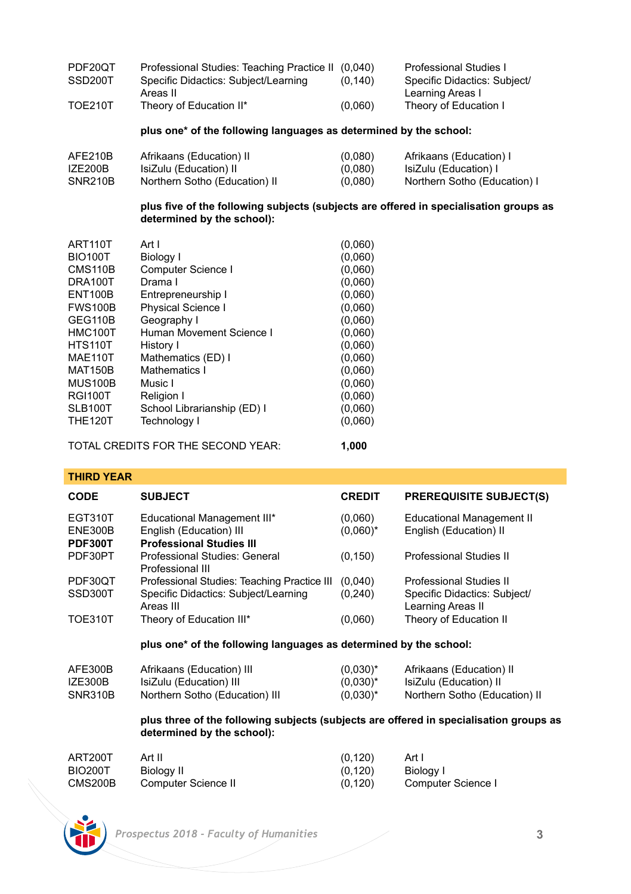| | | | |
|---|---|---|---|
| PDF20QT | Professional Studies: Teaching Practice II | (0,040) | Professional Studies I |
| SSD200T | Specific Didactics: Subject/Learning Areas II | (0,140) | Specific Didactics: Subject/ Learning Areas I |
| TOE210T | Theory of Education II* | (0,060) | Theory of Education I |

**plus one* of the following languages as determined by the school:**

| | | | |
|---|---|---|---|
| AFE210B | Afrikaans (Education) II | (0,080) | Afrikaans (Education) I |
| IZE200B | IsiZulu (Education) II | (0,080) | IsiZulu (Education) I |
| SNR210B | Northern Sotho (Education) II | (0,080) | Northern Sotho (Education) I |

**plus five of the following subjects (subjects are offered in specialisation groups as determined by the school):**

| | | |
|---|---|---|
| ART110T | Art I | (0,060) |
| BIO100T | Biology I | (0,060) |
| CMS110B | Computer Science I | (0,060) |
| DRA100T | Drama I | (0,060) |
| ENT100B | Entrepreneurship I | (0,060) |
| FWS100B | Physical Science I | (0,060) |
| GEG110B | Geography I | (0,060) |
| HMC100T | Human Movement Science I | (0,060) |
| HTS110T | History I | (0,060) |
| MAE110T | Mathematics (ED) I | (0,060) |
| MAT150B | Mathematics I | (0,060) |
| MUS100B | Music I | (0,060) |
| RGI100T | Religion I | (0,060) |
| SLB100T | School Librarianship (ED) I | (0,060) |
| THE120T | Technology I | (0,060) |

TOTAL CREDITS FOR THE SECOND YEAR: **1,000**

## THIRD YEAR

| CODE | SUBJECT | CREDIT | PREREQUISITE SUBJECT(S) |
|---|---|---|---|
| EGT310T | Educational Management III* | (0,060) | Educational Management II |
| ENE300B | English (Education) III | (0,060)* | English (Education) II |
| **PDF300T** | **Professional Studies III** | | |
| PDF30PT | Professional Studies: General Professional III | (0,150) | Professional Studies II |
| PDF30QT | Professional Studies: Teaching Practice III | (0,040) | Professional Studies II |
| SSD300T | Specific Didactics: Subject/Learning Areas III | (0,240) | Specific Didactics: Subject/ Learning Areas II |
| TOE310T | Theory of Education III* | (0,060) | Theory of Education II |

**plus one* of the following languages as determined by the school:**

| | | | |
|---|---|---|---|
| AFE300B | Afrikaans (Education) III | (0,030)* | Afrikaans (Education) II |
| IZE300B | IsiZulu (Education) III | (0,030)* | IsiZulu (Education) II |
| SNR310B | Northern Sotho (Education) III | (0,030)* | Northern Sotho (Education) II |

**plus three of the following subjects (subjects are offered in specialisation groups as determined by the school):**

| | | | |
|---|---|---|---|
| ART200T | Art II | (0,120) | Art I |
| BIO200T | Biology II | (0,120) | Biology I |
| CMS200B | Computer Science II | (0,120) | Computer Science I |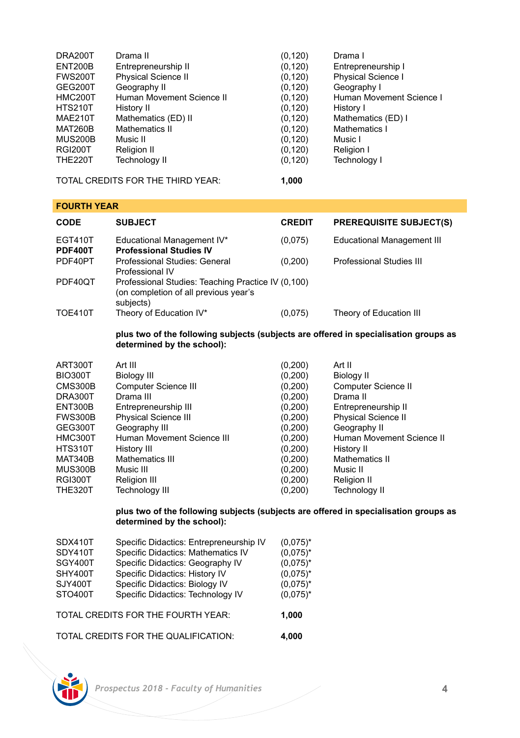| | | | |
|---|---|---|---|
| DRA200T | Drama II | (0,120) | Drama I |
| ENT200B | Entrepreneurship II | (0,120) | Entrepreneurship I |
| FWS200T | Physical Science II | (0,120) | Physical Science I |
| GEG200T | Geography II | (0,120) | Geography I |
| HMC200T | Human Movement Science II | (0,120) | Human Movement Science I |
| HTS210T | History II | (0,120) | History I |
| MAE210T | Mathematics (ED) II | (0,120) | Mathematics (ED) I |
| MAT260B | Mathematics II | (0,120) | Mathematics I |
| MUS200B | Music II | (0,120) | Music I |
| RGI200T | Religion II | (0,120) | Religion I |
| THE220T | Technology II | (0,120) | Technology I |

TOTAL CREDITS FOR THE THIRD YEAR: **1,000**

## FOURTH YEAR

| CODE | SUBJECT | CREDIT | PREREQUISITE SUBJECT(S) |
|---|---|---|---|
| EGT410T | Educational Management IV* | (0,075) | Educational Management III |
| **PDF400T** | **Professional Studies IV** | | |
| PDF40PT | Professional Studies: General Professional IV | (0,200) | Professional Studies III |
| PDF40QT | Professional Studies: Teaching Practice IV (on completion of all previous year's subjects) | (0,100) | |
| TOE410T | Theory of Education IV* | (0,075) | Theory of Education III |

**plus two of the following subjects (subjects are offered in specialisation groups as determined by the school):**

| | | | |
|---|---|---|---|
| ART300T | Art III | (0,200) | Art II |
| BIO300T | Biology III | (0,200) | Biology II |
| CMS300B | Computer Science III | (0,200) | Computer Science II |
| DRA300T | Drama III | (0,200) | Drama II |
| ENT300B | Entrepreneurship III | (0,200) | Entrepreneurship II |
| FWS300B | Physical Science III | (0,200) | Physical Science II |
| GEG300T | Geography III | (0,200) | Geography II |
| HMC300T | Human Movement Science III | (0,200) | Human Movement Science II |
| HTS310T | History III | (0,200) | History II |
| MAT340B | Mathematics III | (0,200) | Mathematics II |
| MUS300B | Music III | (0,200) | Music II |
| RGI300T | Religion III | (0,200) | Religion II |
| THE320T | Technology III | (0,200) | Technology II |

**plus two of the following subjects (subjects are offered in specialisation groups as determined by the school):**

| | | |
|---|---|---|
| SDX410T | Specific Didactics: Entrepreneurship IV | (0,075)* |
| SDY410T | Specific Didactics: Mathematics IV | (0,075)* |
| SGY400T | Specific Didactics: Geography IV | (0,075)* |
| SHY400T | Specific Didactics: History IV | (0,075)* |
| SJY400T | Specific Didactics: Biology IV | (0,075)* |
| STO400T | Specific Didactics: Technology IV | (0,075)* |

TOTAL CREDITS FOR THE FOURTH YEAR: **1,000**

TOTAL CREDITS FOR THE QUALIFICATION: **4,000**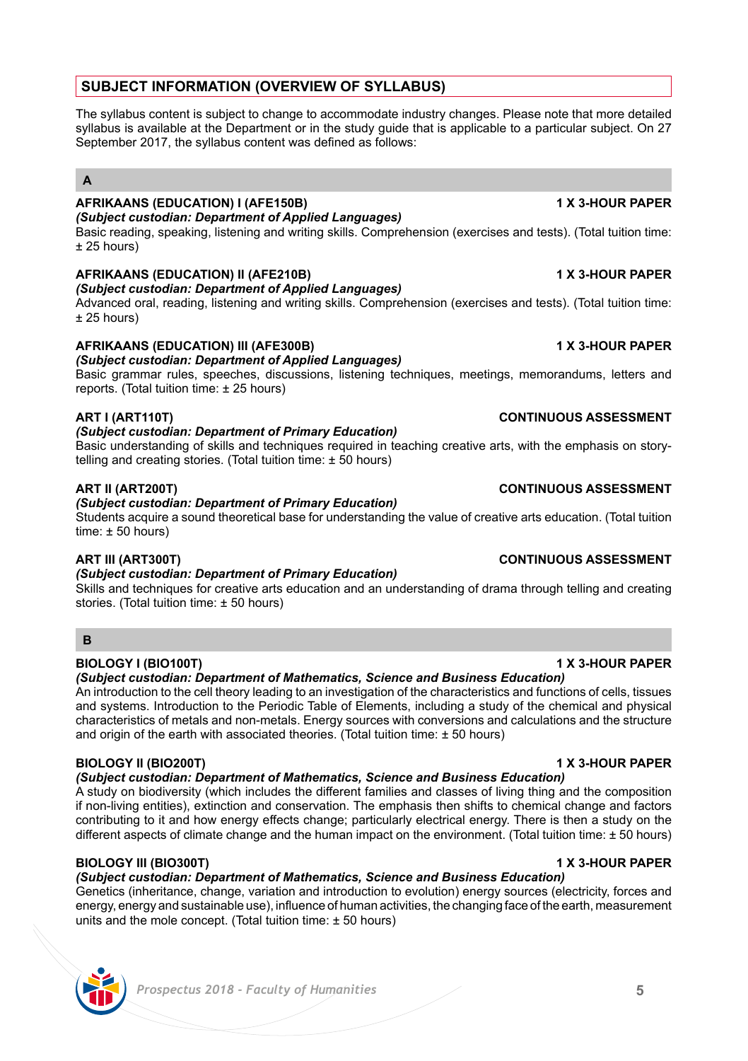## SUBJECT INFORMATION (OVERVIEW OF SYLLABUS)

The syllabus content is subject to change to accommodate industry changes. Please note that more detailed syllabus is available at the Department or in the study guide that is applicable to a particular subject. On 27 September 2017, the syllabus content was defined as follows:

### A

**AFRIKAANS (EDUCATION) I (AFE150B)** **1 X 3-HOUR PAPER**
***(Subject custodian: Department of Applied Languages)***
Basic reading, speaking, listening and writing skills. Comprehension (exercises and tests). (Total tuition time: ± 25 hours)

**AFRIKAANS (EDUCATION) II (AFE210B)** **1 X 3-HOUR PAPER**
***(Subject custodian: Department of Applied Languages)***
Advanced oral, reading, listening and writing skills. Comprehension (exercises and tests). (Total tuition time: ± 25 hours)

**AFRIKAANS (EDUCATION) III (AFE300B)** **1 X 3-HOUR PAPER**
***(Subject custodian: Department of Applied Languages)***
Basic grammar rules, speeches, discussions, listening techniques, meetings, memorandums, letters and reports. (Total tuition time: ± 25 hours)

**ART I (ART110T)** **CONTINUOUS ASSESSMENT**
***(Subject custodian: Department of Primary Education)***
Basic understanding of skills and techniques required in teaching creative arts, with the emphasis on story-telling and creating stories. (Total tuition time: ± 50 hours)

**ART II (ART200T)** **CONTINUOUS ASSESSMENT**
***(Subject custodian: Department of Primary Education)***
Students acquire a sound theoretical base for understanding the value of creative arts education. (Total tuition time: ± 50 hours)

**ART III (ART300T)** **CONTINUOUS ASSESSMENT**
***(Subject custodian: Department of Primary Education)***
Skills and techniques for creative arts education and an understanding of drama through telling and creating stories. (Total tuition time: ± 50 hours)

### B

**BIOLOGY I (BIO100T)** **1 X 3-HOUR PAPER**
***(Subject custodian: Department of Mathematics, Science and Business Education)***
An introduction to the cell theory leading to an investigation of the characteristics and functions of cells, tissues and systems. Introduction to the Periodic Table of Elements, including a study of the chemical and physical characteristics of metals and non-metals. Energy sources with conversions and calculations and the structure and origin of the earth with associated theories. (Total tuition time: ± 50 hours)

**BIOLOGY II (BIO200T)** **1 X 3-HOUR PAPER**
***(Subject custodian: Department of Mathematics, Science and Business Education)***
A study on biodiversity (which includes the different families and classes of living thing and the composition if non-living entities), extinction and conservation. The emphasis then shifts to chemical change and factors contributing to it and how energy effects change; particularly electrical energy. There is then a study on the different aspects of climate change and the human impact on the environment. (Total tuition time: ± 50 hours)

**BIOLOGY III (BIO300T)** **1 X 3-HOUR PAPER**
***(Subject custodian: Department of Mathematics, Science and Business Education)***
Genetics (inheritance, change, variation and introduction to evolution) energy sources (electricity, forces and energy, energy and sustainable use), influence of human activities, the changing face of the earth, measurement units and the mole concept. (Total tuition time: ± 50 hours)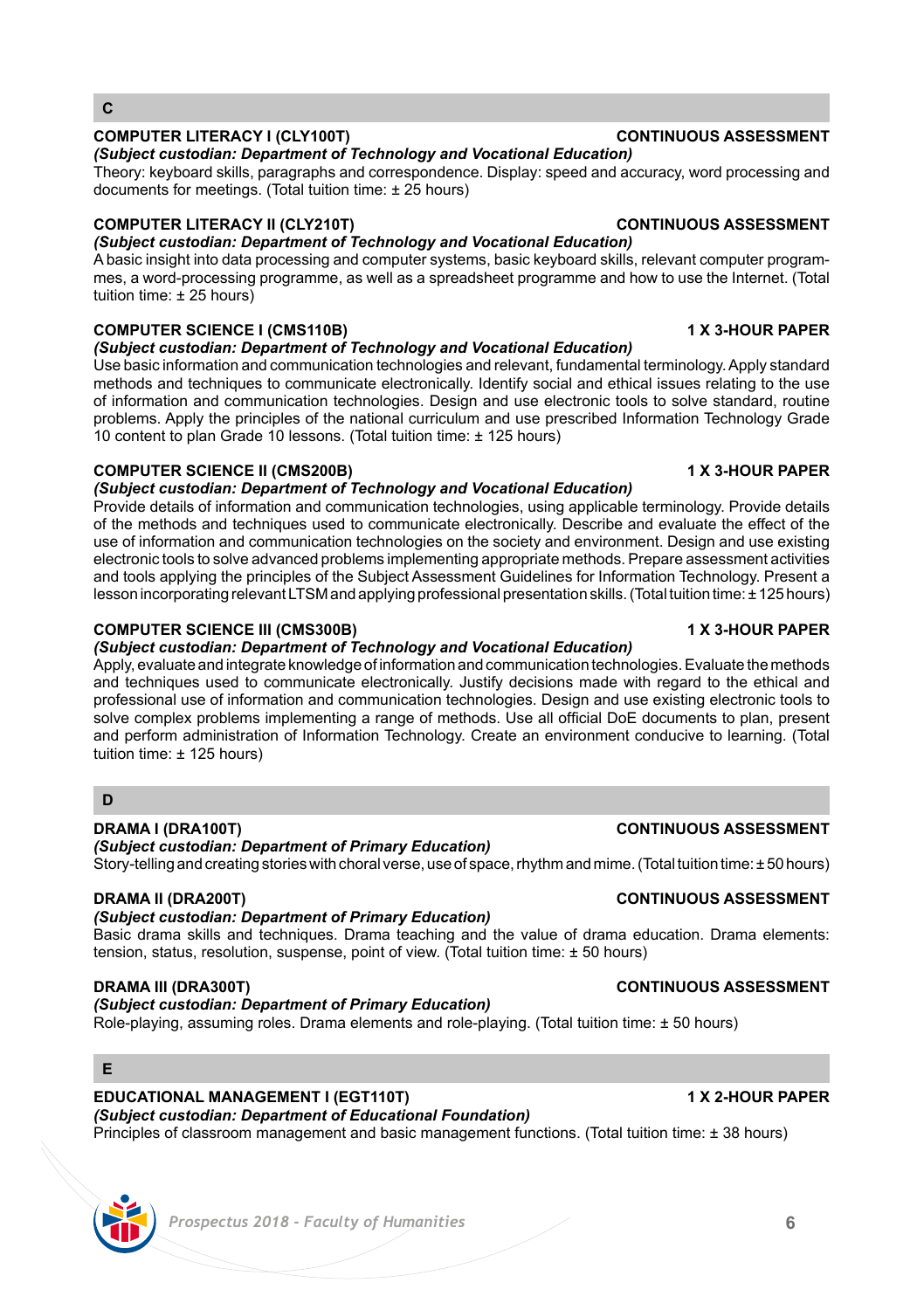## C

**COMPUTER LITERACY I (CLY100T)** **CONTINUOUS ASSESSMENT**
***(Subject custodian: Department of Technology and Vocational Education)***
Theory: keyboard skills, paragraphs and correspondence. Display: speed and accuracy, word processing and documents for meetings. (Total tuition time: ± 25 hours)

**COMPUTER LITERACY II (CLY210T)** **CONTINUOUS ASSESSMENT**
***(Subject custodian: Department of Technology and Vocational Education)***
A basic insight into data processing and computer systems, basic keyboard skills, relevant computer programmes, a word-processing programme, as well as a spreadsheet programme and how to use the Internet. (Total tuition time: ± 25 hours)

**COMPUTER SCIENCE I (CMS110B)** **1 X 3-HOUR PAPER**
***(Subject custodian: Department of Technology and Vocational Education)***
Use basic information and communication technologies and relevant, fundamental terminology. Apply standard methods and techniques to communicate electronically. Identify social and ethical issues relating to the use of information and communication technologies. Design and use electronic tools to solve standard, routine problems. Apply the principles of the national curriculum and use prescribed Information Technology Grade 10 content to plan Grade 10 lessons. (Total tuition time: ± 125 hours)

**COMPUTER SCIENCE II (CMS200B)** **1 X 3-HOUR PAPER**
***(Subject custodian: Department of Technology and Vocational Education)***
Provide details of information and communication technologies, using applicable terminology. Provide details of the methods and techniques used to communicate electronically. Describe and evaluate the effect of the use of information and communication technologies on the society and environment. Design and use existing electronic tools to solve advanced problems implementing appropriate methods. Prepare assessment activities and tools applying the principles of the Subject Assessment Guidelines for Information Technology. Present a lesson incorporating relevant LTSM and applying professional presentation skills. (Total tuition time: ± 125 hours)

**COMPUTER SCIENCE III (CMS300B)** **1 X 3-HOUR PAPER**
***(Subject custodian: Department of Technology and Vocational Education)***
Apply, evaluate and integrate knowledge of information and communication technologies. Evaluate the methods and techniques used to communicate electronically. Justify decisions made with regard to the ethical and professional use of information and communication technologies. Design and use existing electronic tools to solve complex problems implementing a range of methods. Use all official DoE documents to plan, present and perform administration of Information Technology. Create an environment conducive to learning. (Total tuition time: ± 125 hours)

## D

**DRAMA I (DRA100T)** **CONTINUOUS ASSESSMENT**
***(Subject custodian: Department of Primary Education)***
Story-telling and creating stories with choral verse, use of space, rhythm and mime. (Total tuition time: ± 50 hours)

**DRAMA II (DRA200T)** **CONTINUOUS ASSESSMENT**
***(Subject custodian: Department of Primary Education)***
Basic drama skills and techniques. Drama teaching and the value of drama education. Drama elements: tension, status, resolution, suspense, point of view. (Total tuition time: ± 50 hours)

**DRAMA III (DRA300T)** **CONTINUOUS ASSESSMENT**
***(Subject custodian: Department of Primary Education)***
Role-playing, assuming roles. Drama elements and role-playing. (Total tuition time: ± 50 hours)

## E

**EDUCATIONAL MANAGEMENT I (EGT110T)** **1 X 2-HOUR PAPER**
***(Subject custodian: Department of Educational Foundation)***
Principles of classroom management and basic management functions. (Total tuition time: ± 38 hours)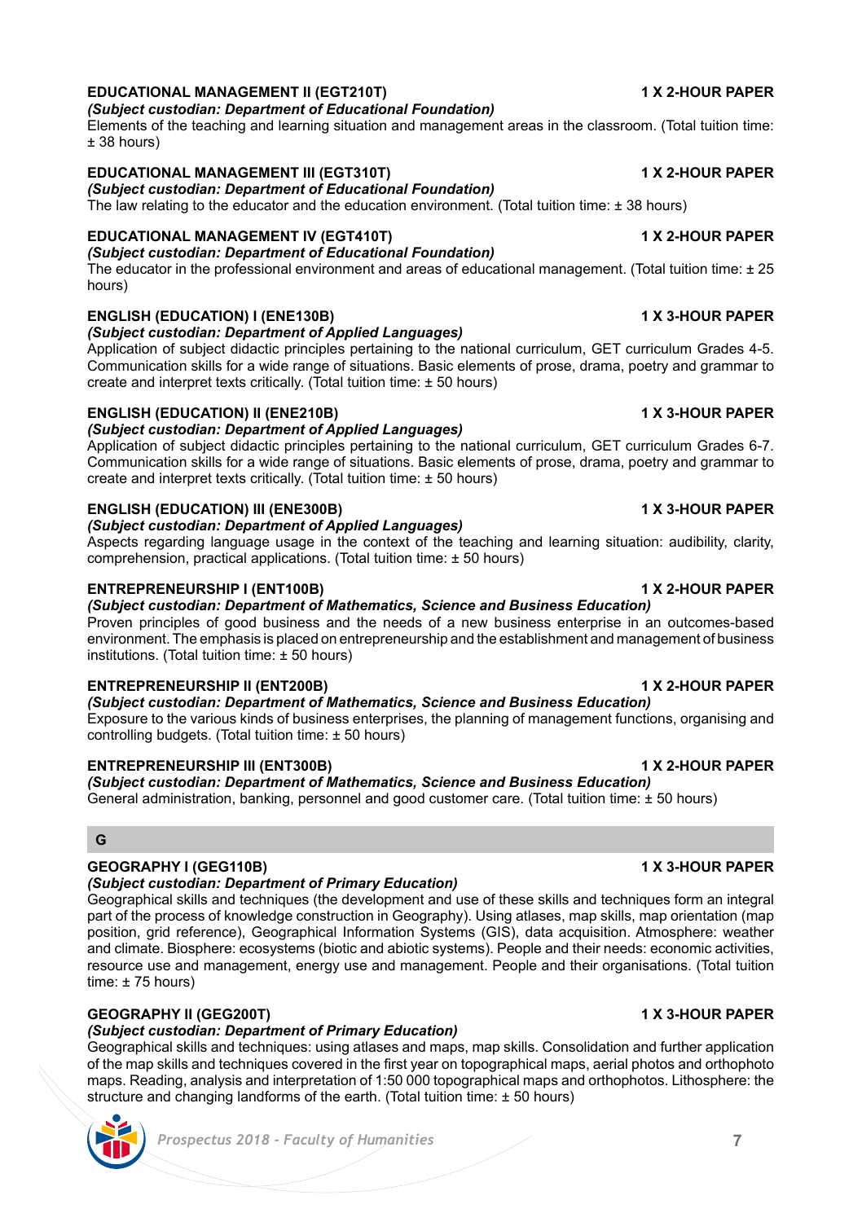**EDUCATIONAL MANAGEMENT II (EGT210T)** **1 X 2-HOUR PAPER**
***(Subject custodian: Department of Educational Foundation)***
Elements of the teaching and learning situation and management areas in the classroom. (Total tuition time: ± 38 hours)

**EDUCATIONAL MANAGEMENT III (EGT310T)** **1 X 2-HOUR PAPER**
***(Subject custodian: Department of Educational Foundation)***
The law relating to the educator and the education environment. (Total tuition time: ± 38 hours)

**EDUCATIONAL MANAGEMENT IV (EGT410T)** **1 X 2-HOUR PAPER**
***(Subject custodian: Department of Educational Foundation)***
The educator in the professional environment and areas of educational management. (Total tuition time: ± 25 hours)

**ENGLISH (EDUCATION) I (ENE130B)** **1 X 3-HOUR PAPER**
***(Subject custodian: Department of Applied Languages)***
Application of subject didactic principles pertaining to the national curriculum, GET curriculum Grades 4-5. Communication skills for a wide range of situations. Basic elements of prose, drama, poetry and grammar to create and interpret texts critically. (Total tuition time: ± 50 hours)

**ENGLISH (EDUCATION) II (ENE210B)** **1 X 3-HOUR PAPER**
***(Subject custodian: Department of Applied Languages)***
Application of subject didactic principles pertaining to the national curriculum, GET curriculum Grades 6-7. Communication skills for a wide range of situations. Basic elements of prose, drama, poetry and grammar to create and interpret texts critically. (Total tuition time: ± 50 hours)

**ENGLISH (EDUCATION) III (ENE300B)** **1 X 3-HOUR PAPER**
***(Subject custodian: Department of Applied Languages)***
Aspects regarding language usage in the context of the teaching and learning situation: audibility, clarity, comprehension, practical applications. (Total tuition time: ± 50 hours)

**ENTREPRENEURSHIP I (ENT100B)** **1 X 2-HOUR PAPER**
***(Subject custodian: Department of Mathematics, Science and Business Education)***
Proven principles of good business and the needs of a new business enterprise in an outcomes-based environment. The emphasis is placed on entrepreneurship and the establishment and management of business institutions. (Total tuition time: ± 50 hours)

**ENTREPRENEURSHIP II (ENT200B)** **1 X 2-HOUR PAPER**
***(Subject custodian: Department of Mathematics, Science and Business Education)***
Exposure to the various kinds of business enterprises, the planning of management functions, organising and controlling budgets. (Total tuition time: ± 50 hours)

**ENTREPRENEURSHIP III (ENT300B)** **1 X 2-HOUR PAPER**
***(Subject custodian: Department of Mathematics, Science and Business Education)***
General administration, banking, personnel and good customer care. (Total tuition time: ± 50 hours)

## G

**GEOGRAPHY I (GEG110B)** **1 X 3-HOUR PAPER**
***(Subject custodian: Department of Primary Education)***
Geographical skills and techniques (the development and use of these skills and techniques form an integral part of the process of knowledge construction in Geography). Using atlases, map skills, map orientation (map position, grid reference), Geographical Information Systems (GIS), data acquisition. Atmosphere: weather and climate. Biosphere: ecosystems (biotic and abiotic systems). People and their needs: economic activities, resource use and management, energy use and management. People and their organisations. (Total tuition time: ± 75 hours)

**GEOGRAPHY II (GEG200T)** **1 X 3-HOUR PAPER**
***(Subject custodian: Department of Primary Education)***
Geographical skills and techniques: using atlases and maps, map skills. Consolidation and further application of the map skills and techniques covered in the first year on topographical maps, aerial photos and orthophoto maps. Reading, analysis and interpretation of 1:50 000 topographical maps and orthophotos. Lithosphere: the structure and changing landforms of the earth. (Total tuition time: ± 50 hours)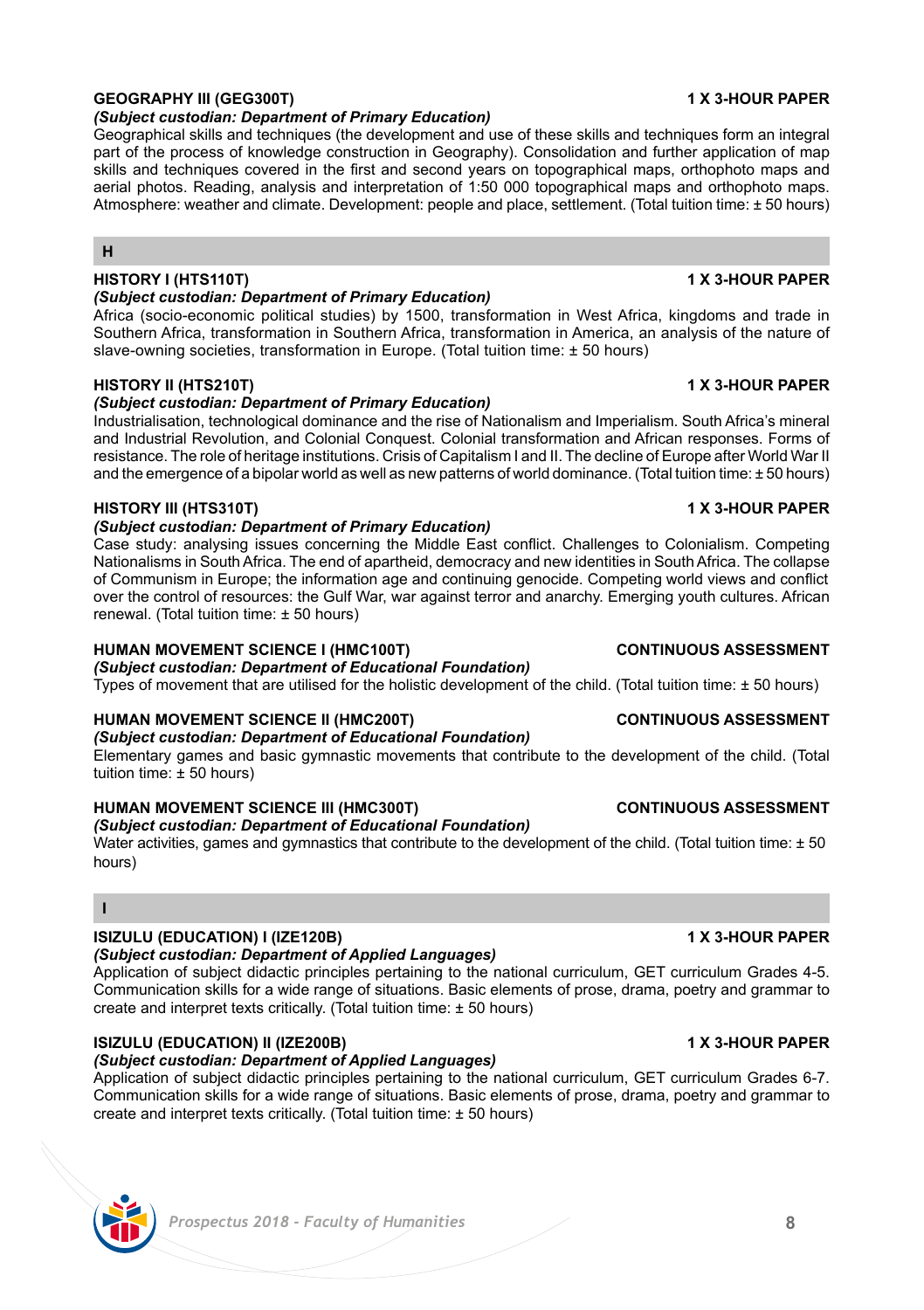**GEOGRAPHY III (GEG300T)** **1 X 3-HOUR PAPER**

***(Subject custodian: Department of Primary Education)***

Geographical skills and techniques (the development and use of these skills and techniques form an integral part of the process of knowledge construction in Geography). Consolidation and further application of map skills and techniques covered in the first and second years on topographical maps, orthophoto maps and aerial photos. Reading, analysis and interpretation of 1:50 000 topographical maps and orthophoto maps. Atmosphere: weather and climate. Development: people and place, settlement. (Total tuition time: ± 50 hours)

## H

**HISTORY I (HTS110T)** **1 X 3-HOUR PAPER**

***(Subject custodian: Department of Primary Education)***

Africa (socio-economic political studies) by 1500, transformation in West Africa, kingdoms and trade in Southern Africa, transformation in Southern Africa, transformation in America, an analysis of the nature of slave-owning societies, transformation in Europe. (Total tuition time: ± 50 hours)

**HISTORY II (HTS210T)** **1 X 3-HOUR PAPER**

***(Subject custodian: Department of Primary Education)***

Industrialisation, technological dominance and the rise of Nationalism and Imperialism. South Africa's mineral and Industrial Revolution, and Colonial Conquest. Colonial transformation and African responses. Forms of resistance. The role of heritage institutions. Crisis of Capitalism I and II. The decline of Europe after World War II and the emergence of a bipolar world as well as new patterns of world dominance. (Total tuition time: ± 50 hours)

**HISTORY III (HTS310T)** **1 X 3-HOUR PAPER**

***(Subject custodian: Department of Primary Education)***

Case study: analysing issues concerning the Middle East conflict. Challenges to Colonialism. Competing Nationalisms in South Africa. The end of apartheid, democracy and new identities in South Africa. The collapse of Communism in Europe; the information age and continuing genocide. Competing world views and conflict over the control of resources: the Gulf War, war against terror and anarchy. Emerging youth cultures. African renewal. (Total tuition time: ± 50 hours)

**HUMAN MOVEMENT SCIENCE I (HMC100T)** **CONTINUOUS ASSESSMENT**

***(Subject custodian: Department of Educational Foundation)***

Types of movement that are utilised for the holistic development of the child. (Total tuition time: ± 50 hours)

**HUMAN MOVEMENT SCIENCE II (HMC200T)** **CONTINUOUS ASSESSMENT**

***(Subject custodian: Department of Educational Foundation)***

Elementary games and basic gymnastic movements that contribute to the development of the child. (Total tuition time: ± 50 hours)

**HUMAN MOVEMENT SCIENCE III (HMC300T)** **CONTINUOUS ASSESSMENT**

***(Subject custodian: Department of Educational Foundation)***

Water activities, games and gymnastics that contribute to the development of the child. (Total tuition time: ± 50 hours)

## I

**ISIZULU (EDUCATION) I (IZE120B)** **1 X 3-HOUR PAPER**

***(Subject custodian: Department of Applied Languages)***

Application of subject didactic principles pertaining to the national curriculum, GET curriculum Grades 4-5. Communication skills for a wide range of situations. Basic elements of prose, drama, poetry and grammar to create and interpret texts critically. (Total tuition time: ± 50 hours)

**ISIZULU (EDUCATION) II (IZE200B)** **1 X 3-HOUR PAPER**

***(Subject custodian: Department of Applied Languages)***

Application of subject didactic principles pertaining to the national curriculum, GET curriculum Grades 6-7. Communication skills for a wide range of situations. Basic elements of prose, drama, poetry and grammar to create and interpret texts critically. (Total tuition time: ± 50 hours)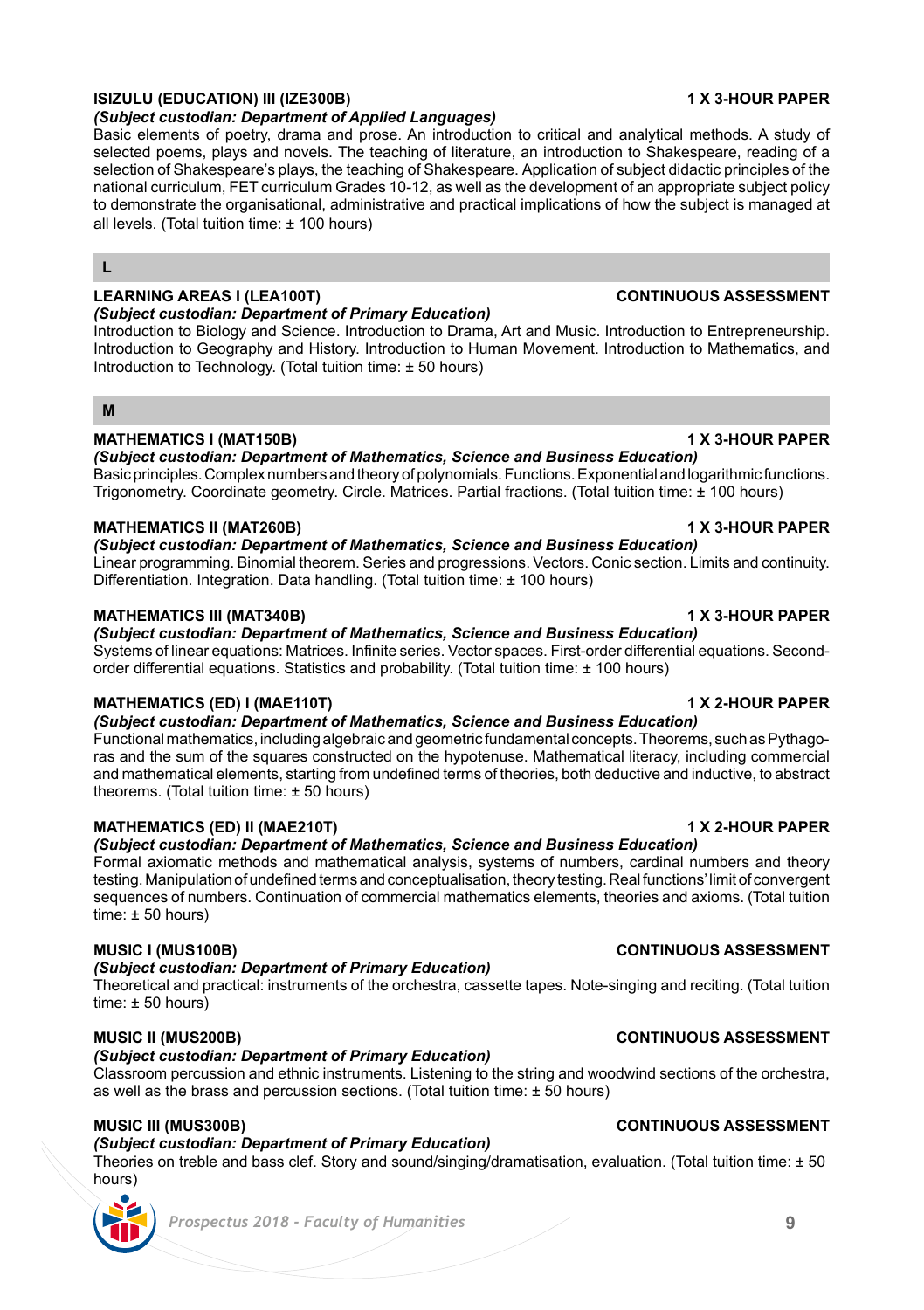**ISIZULU (EDUCATION) III (IZE300B)** **1 X 3-HOUR PAPER**

***(Subject custodian: Department of Applied Languages)***

Basic elements of poetry, drama and prose. An introduction to critical and analytical methods. A study of selected poems, plays and novels. The teaching of literature, an introduction to Shakespeare, reading of a selection of Shakespeare's plays, the teaching of Shakespeare. Application of subject didactic principles of the national curriculum, FET curriculum Grades 10-12, as well as the development of an appropriate subject policy to demonstrate the organisational, administrative and practical implications of how the subject is managed at all levels. (Total tuition time: ± 100 hours)

## L

**LEARNING AREAS I (LEA100T)** **CONTINUOUS ASSESSMENT**

***(Subject custodian: Department of Primary Education)***

Introduction to Biology and Science. Introduction to Drama, Art and Music. Introduction to Entrepreneurship. Introduction to Geography and History. Introduction to Human Movement. Introduction to Mathematics, and Introduction to Technology. (Total tuition time: ± 50 hours)

## M

**MATHEMATICS I (MAT150B)** **1 X 3-HOUR PAPER**

***(Subject custodian: Department of Mathematics, Science and Business Education)***

Basic principles. Complex numbers and theory of polynomials. Functions. Exponential and logarithmic functions. Trigonometry. Coordinate geometry. Circle. Matrices. Partial fractions. (Total tuition time: ± 100 hours)

**MATHEMATICS II (MAT260B)** **1 X 3-HOUR PAPER**

***(Subject custodian: Department of Mathematics, Science and Business Education)***

Linear programming. Binomial theorem. Series and progressions. Vectors. Conic section. Limits and continuity. Differentiation. Integration. Data handling. (Total tuition time: ± 100 hours)

**MATHEMATICS III (MAT340B)** **1 X 3-HOUR PAPER**

***(Subject custodian: Department of Mathematics, Science and Business Education)***

Systems of linear equations: Matrices. Infinite series. Vector spaces. First-order differential equations. Second-order differential equations. Statistics and probability. (Total tuition time: ± 100 hours)

**MATHEMATICS (ED) I (MAE110T)** **1 X 2-HOUR PAPER**

***(Subject custodian: Department of Mathematics, Science and Business Education)***

Functional mathematics, including algebraic and geometric fundamental concepts. Theorems, such as Pythagoras and the sum of the squares constructed on the hypotenuse. Mathematical literacy, including commercial and mathematical elements, starting from undefined terms of theories, both deductive and inductive, to abstract theorems. (Total tuition time: ± 50 hours)

**MATHEMATICS (ED) II (MAE210T)** **1 X 2-HOUR PAPER**

***(Subject custodian: Department of Mathematics, Science and Business Education)***

Formal axiomatic methods and mathematical analysis, systems of numbers, cardinal numbers and theory testing. Manipulation of undefined terms and conceptualisation, theory testing. Real functions' limit of convergent sequences of numbers. Continuation of commercial mathematics elements, theories and axioms. (Total tuition time: ± 50 hours)

**MUSIC I (MUS100B)** **CONTINUOUS ASSESSMENT**

***(Subject custodian: Department of Primary Education)***

Theoretical and practical: instruments of the orchestra, cassette tapes. Note-singing and reciting. (Total tuition time: ± 50 hours)

**MUSIC II (MUS200B)** **CONTINUOUS ASSESSMENT**

***(Subject custodian: Department of Primary Education)***

Classroom percussion and ethnic instruments. Listening to the string and woodwind sections of the orchestra, as well as the brass and percussion sections. (Total tuition time: ± 50 hours)

**MUSIC III (MUS300B)** **CONTINUOUS ASSESSMENT**

***(Subject custodian: Department of Primary Education)***

Theories on treble and bass clef. Story and sound/singing/dramatisation, evaluation. (Total tuition time: ± 50 hours)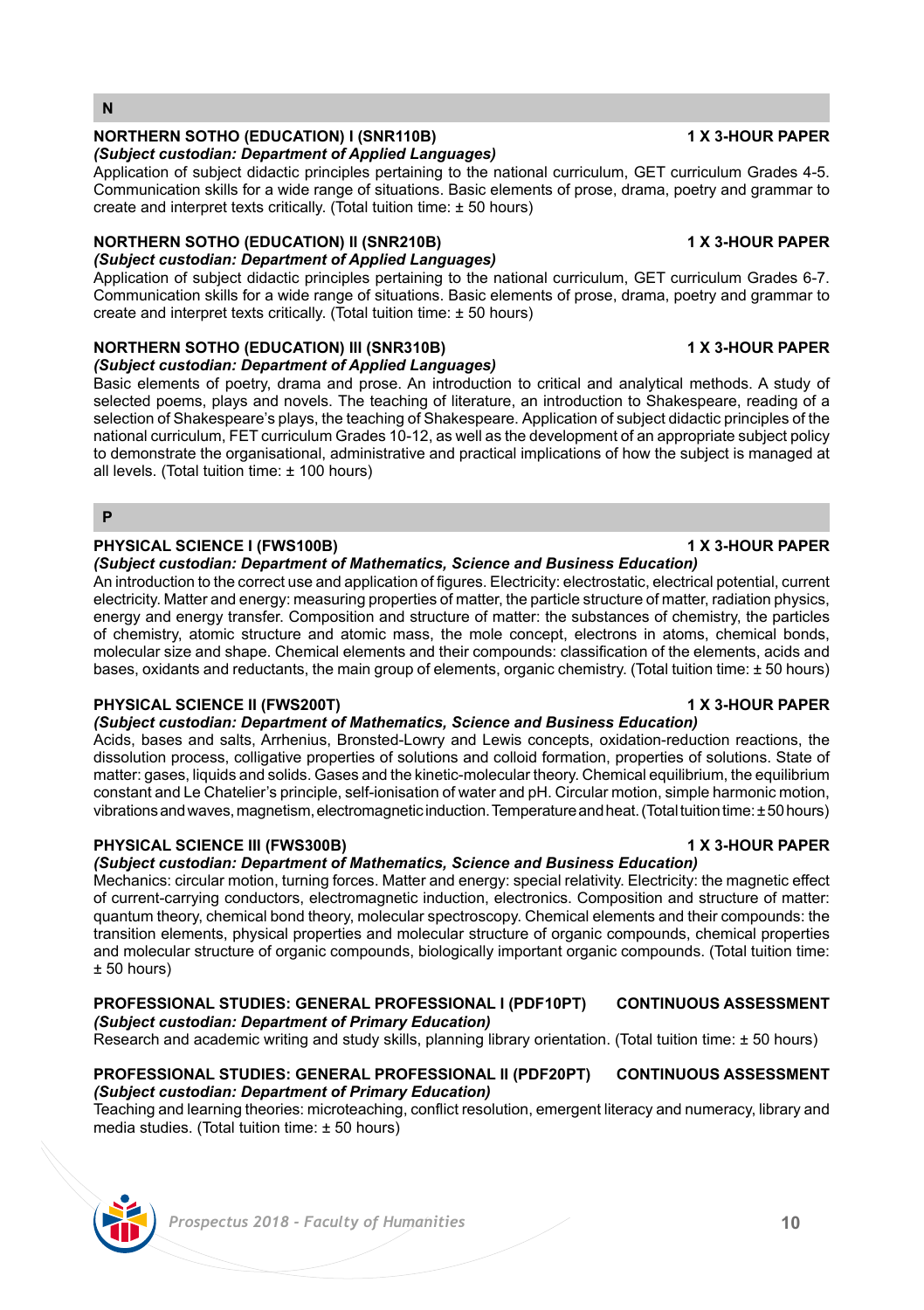## N

**NORTHERN SOTHO (EDUCATION) I (SNR110B)** **1 X 3-HOUR PAPER**
***(Subject custodian: Department of Applied Languages)***
Application of subject didactic principles pertaining to the national curriculum, GET curriculum Grades 4-5. Communication skills for a wide range of situations. Basic elements of prose, drama, poetry and grammar to create and interpret texts critically. (Total tuition time: ± 50 hours)

**NORTHERN SOTHO (EDUCATION) II (SNR210B)** **1 X 3-HOUR PAPER**
***(Subject custodian: Department of Applied Languages)***
Application of subject didactic principles pertaining to the national curriculum, GET curriculum Grades 6-7. Communication skills for a wide range of situations. Basic elements of prose, drama, poetry and grammar to create and interpret texts critically. (Total tuition time: ± 50 hours)

**NORTHERN SOTHO (EDUCATION) III (SNR310B)** **1 X 3-HOUR PAPER**
***(Subject custodian: Department of Applied Languages)***
Basic elements of poetry, drama and prose. An introduction to critical and analytical methods. A study of selected poems, plays and novels. The teaching of literature, an introduction to Shakespeare, reading of a selection of Shakespeare's plays, the teaching of Shakespeare. Application of subject didactic principles of the national curriculum, FET curriculum Grades 10-12, as well as the development of an appropriate subject policy to demonstrate the organisational, administrative and practical implications of how the subject is managed at all levels. (Total tuition time: ± 100 hours)

## P

**PHYSICAL SCIENCE I (FWS100B)** **1 X 3-HOUR PAPER**
***(Subject custodian: Department of Mathematics, Science and Business Education)***
An introduction to the correct use and application of figures. Electricity: electrostatic, electrical potential, current electricity. Matter and energy: measuring properties of matter, the particle structure of matter, radiation physics, energy and energy transfer. Composition and structure of matter: the substances of chemistry, the particles of chemistry, atomic structure and atomic mass, the mole concept, electrons in atoms, chemical bonds, molecular size and shape. Chemical elements and their compounds: classification of the elements, acids and bases, oxidants and reductants, the main group of elements, organic chemistry. (Total tuition time: ± 50 hours)

**PHYSICAL SCIENCE II (FWS200T)** **1 X 3-HOUR PAPER**
***(Subject custodian: Department of Mathematics, Science and Business Education)***
Acids, bases and salts, Arrhenius, Bronsted-Lowry and Lewis concepts, oxidation-reduction reactions, the dissolution process, colligative properties of solutions and colloid formation, properties of solutions. State of matter: gases, liquids and solids. Gases and the kinetic-molecular theory. Chemical equilibrium, the equilibrium constant and Le Chatelier's principle, self-ionisation of water and pH. Circular motion, simple harmonic motion, vibrations and waves, magnetism, electromagnetic induction. Temperature and heat. (Total tuition time: ± 50 hours)

**PHYSICAL SCIENCE III (FWS300B)** **1 X 3-HOUR PAPER**
***(Subject custodian: Department of Mathematics, Science and Business Education)***
Mechanics: circular motion, turning forces. Matter and energy: special relativity. Electricity: the magnetic effect of current-carrying conductors, electromagnetic induction, electronics. Composition and structure of matter: quantum theory, chemical bond theory, molecular spectroscopy. Chemical elements and their compounds: the transition elements, physical properties and molecular structure of organic compounds, chemical properties and molecular structure of organic compounds, biologically important organic compounds. (Total tuition time: ± 50 hours)

**PROFESSIONAL STUDIES: GENERAL PROFESSIONAL I (PDF10PT)** **CONTINUOUS ASSESSMENT**
***(Subject custodian: Department of Primary Education)***
Research and academic writing and study skills, planning library orientation. (Total tuition time: ± 50 hours)

**PROFESSIONAL STUDIES: GENERAL PROFESSIONAL II (PDF20PT)** **CONTINUOUS ASSESSMENT**
***(Subject custodian: Department of Primary Education)***
Teaching and learning theories: microteaching, conflict resolution, emergent literacy and numeracy, library and media studies. (Total tuition time: ± 50 hours)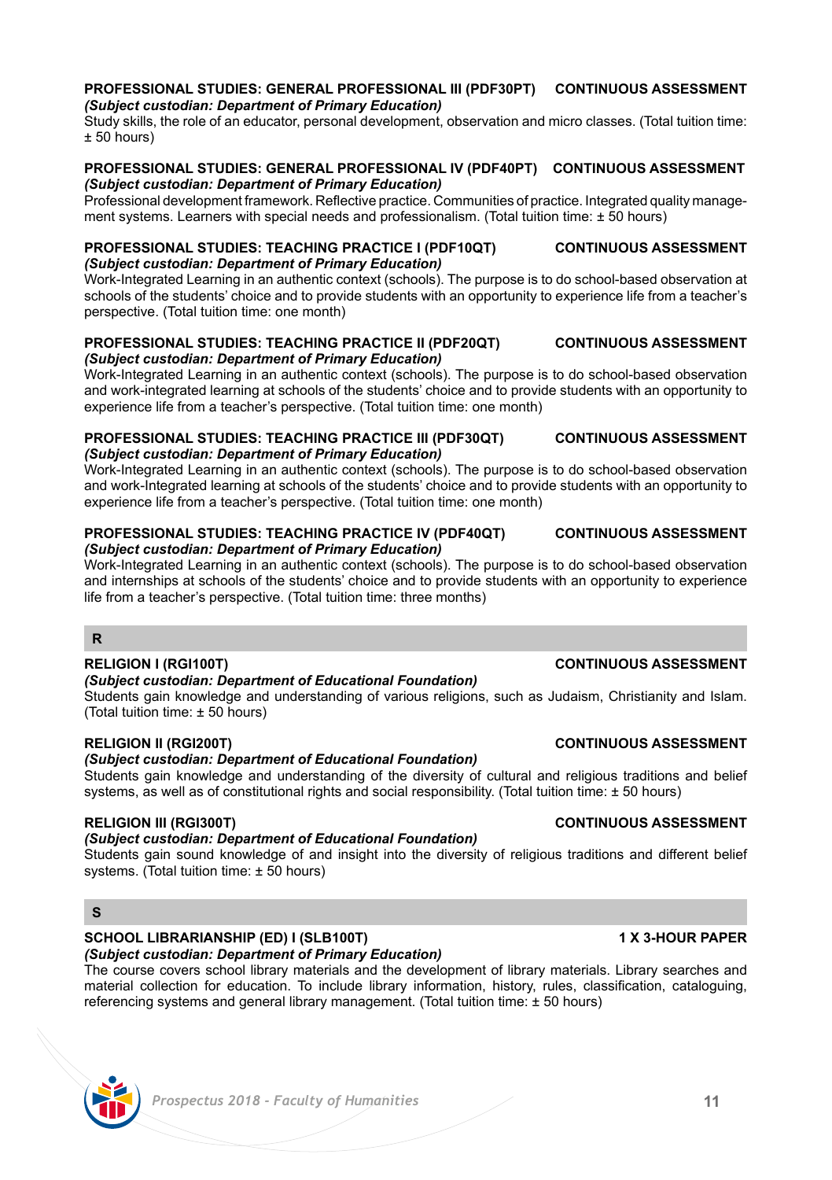**PROFESSIONAL STUDIES: GENERAL PROFESSIONAL III (PDF30PT) CONTINUOUS ASSESSMENT**
***(Subject custodian: Department of Primary Education)***
Study skills, the role of an educator, personal development, observation and micro classes. (Total tuition time: ± 50 hours)

**PROFESSIONAL STUDIES: GENERAL PROFESSIONAL IV (PDF40PT) CONTINUOUS ASSESSMENT**
***(Subject custodian: Department of Primary Education)***
Professional development framework. Reflective practice. Communities of practice. Integrated quality management systems. Learners with special needs and professionalism. (Total tuition time: ± 50 hours)

**PROFESSIONAL STUDIES: TEACHING PRACTICE I (PDF10QT) CONTINUOUS ASSESSMENT**
***(Subject custodian: Department of Primary Education)***
Work-Integrated Learning in an authentic context (schools). The purpose is to do school-based observation at schools of the students' choice and to provide students with an opportunity to experience life from a teacher's perspective. (Total tuition time: one month)

**PROFESSIONAL STUDIES: TEACHING PRACTICE II (PDF20QT) CONTINUOUS ASSESSMENT**
***(Subject custodian: Department of Primary Education)***
Work-Integrated Learning in an authentic context (schools). The purpose is to do school-based observation and work-integrated learning at schools of the students' choice and to provide students with an opportunity to experience life from a teacher's perspective. (Total tuition time: one month)

**PROFESSIONAL STUDIES: TEACHING PRACTICE III (PDF30QT) CONTINUOUS ASSESSMENT**
***(Subject custodian: Department of Primary Education)***
Work-Integrated Learning in an authentic context (schools). The purpose is to do school-based observation and work-Integrated learning at schools of the students' choice and to provide students with an opportunity to experience life from a teacher's perspective. (Total tuition time: one month)

**PROFESSIONAL STUDIES: TEACHING PRACTICE IV (PDF40QT) CONTINUOUS ASSESSMENT**
***(Subject custodian: Department of Primary Education)***
Work-Integrated Learning in an authentic context (schools). The purpose is to do school-based observation and internships at schools of the students' choice and to provide students with an opportunity to experience life from a teacher's perspective. (Total tuition time: three months)

## R

**RELIGION I (RGI100T) CONTINUOUS ASSESSMENT**
***(Subject custodian: Department of Educational Foundation)***
Students gain knowledge and understanding of various religions, such as Judaism, Christianity and Islam. (Total tuition time: ± 50 hours)

**RELIGION II (RGI200T) CONTINUOUS ASSESSMENT**
***(Subject custodian: Department of Educational Foundation)***
Students gain knowledge and understanding of the diversity of cultural and religious traditions and belief systems, as well as of constitutional rights and social responsibility. (Total tuition time: ± 50 hours)

**RELIGION III (RGI300T) CONTINUOUS ASSESSMENT**
***(Subject custodian: Department of Educational Foundation)***
Students gain sound knowledge of and insight into the diversity of religious traditions and different belief systems. (Total tuition time: ± 50 hours)

## S

**SCHOOL LIBRARIANSHIP (ED) I (SLB100T) 1 X 3-HOUR PAPER**
***(Subject custodian: Department of Primary Education)***
The course covers school library materials and the development of library materials. Library searches and material collection for education. To include library information, history, rules, classification, cataloguing, referencing systems and general library management. (Total tuition time: ± 50 hours)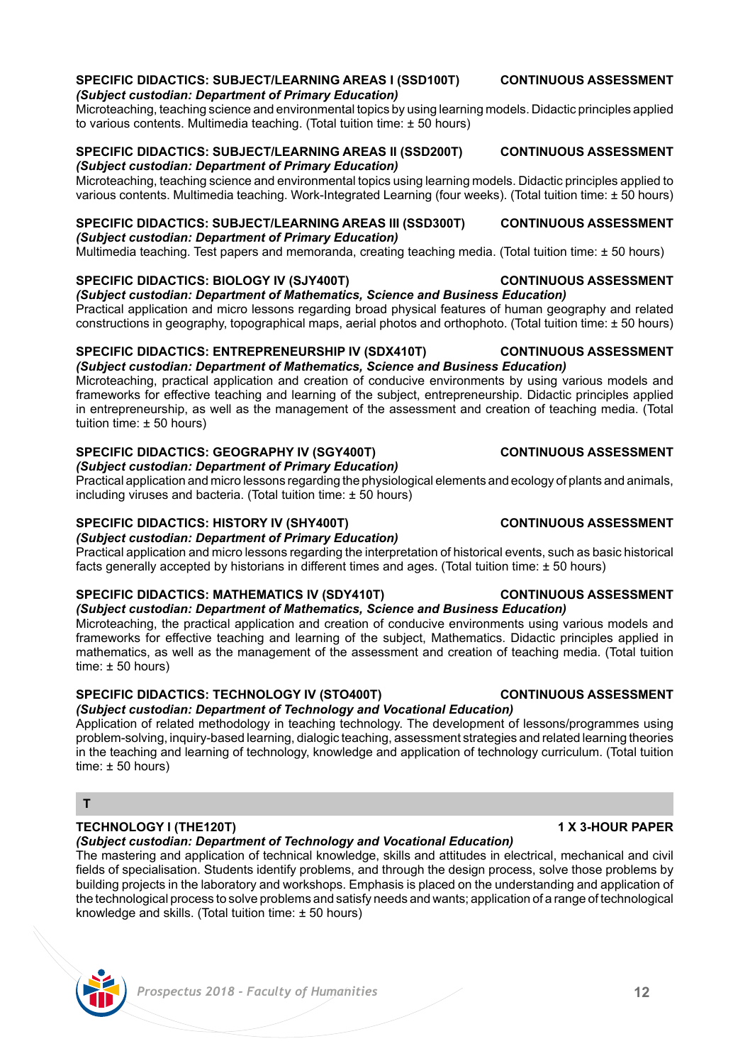**SPECIFIC DIDACTICS: SUBJECT/LEARNING AREAS I (SSD100T)** **CONTINUOUS ASSESSMENT**
***(Subject custodian: Department of Primary Education)***
Microteaching, teaching science and environmental topics by using learning models. Didactic principles applied to various contents. Multimedia teaching. (Total tuition time: ± 50 hours)

**SPECIFIC DIDACTICS: SUBJECT/LEARNING AREAS II (SSD200T)** **CONTINUOUS ASSESSMENT**
***(Subject custodian: Department of Primary Education)***
Microteaching, teaching science and environmental topics using learning models. Didactic principles applied to various contents. Multimedia teaching. Work-Integrated Learning (four weeks). (Total tuition time: ± 50 hours)

**SPECIFIC DIDACTICS: SUBJECT/LEARNING AREAS III (SSD300T)** **CONTINUOUS ASSESSMENT**
***(Subject custodian: Department of Primary Education)***
Multimedia teaching. Test papers and memoranda, creating teaching media. (Total tuition time: ± 50 hours)

**SPECIFIC DIDACTICS: BIOLOGY IV (SJY400T)** **CONTINUOUS ASSESSMENT**
***(Subject custodian: Department of Mathematics, Science and Business Education)***
Practical application and micro lessons regarding broad physical features of human geography and related constructions in geography, topographical maps, aerial photos and orthophoto. (Total tuition time: ± 50 hours)

**SPECIFIC DIDACTICS: ENTREPRENEURSHIP IV (SDX410T)** **CONTINUOUS ASSESSMENT**
***(Subject custodian: Department of Mathematics, Science and Business Education)***
Microteaching, practical application and creation of conducive environments by using various models and frameworks for effective teaching and learning of the subject, entrepreneurship. Didactic principles applied in entrepreneurship, as well as the management of the assessment and creation of teaching media. (Total tuition time: ± 50 hours)

**SPECIFIC DIDACTICS: GEOGRAPHY IV (SGY400T)** **CONTINUOUS ASSESSMENT**
***(Subject custodian: Department of Primary Education)***
Practical application and micro lessons regarding the physiological elements and ecology of plants and animals, including viruses and bacteria. (Total tuition time: ± 50 hours)

**SPECIFIC DIDACTICS: HISTORY IV (SHY400T)** **CONTINUOUS ASSESSMENT**
***(Subject custodian: Department of Primary Education)***
Practical application and micro lessons regarding the interpretation of historical events, such as basic historical facts generally accepted by historians in different times and ages. (Total tuition time: ± 50 hours)

**SPECIFIC DIDACTICS: MATHEMATICS IV (SDY410T)** **CONTINUOUS ASSESSMENT**
***(Subject custodian: Department of Mathematics, Science and Business Education)***
Microteaching, the practical application and creation of conducive environments using various models and frameworks for effective teaching and learning of the subject, Mathematics. Didactic principles applied in mathematics, as well as the management of the assessment and creation of teaching media. (Total tuition time: ± 50 hours)

**SPECIFIC DIDACTICS: TECHNOLOGY IV (STO400T)** **CONTINUOUS ASSESSMENT**
***(Subject custodian: Department of Technology and Vocational Education)***
Application of related methodology in teaching technology. The development of lessons/programmes using problem-solving, inquiry-based learning, dialogic teaching, assessment strategies and related learning theories in the teaching and learning of technology, knowledge and application of technology curriculum. (Total tuition time: ± 50 hours)

## T

**TECHNOLOGY I (THE120T)** **1 X 3-HOUR PAPER**
***(Subject custodian: Department of Technology and Vocational Education)***
The mastering and application of technical knowledge, skills and attitudes in electrical, mechanical and civil fields of specialisation. Students identify problems, and through the design process, solve those problems by building projects in the laboratory and workshops. Emphasis is placed on the understanding and application of the technological process to solve problems and satisfy needs and wants; application of a range of technological knowledge and skills. (Total tuition time: ± 50 hours)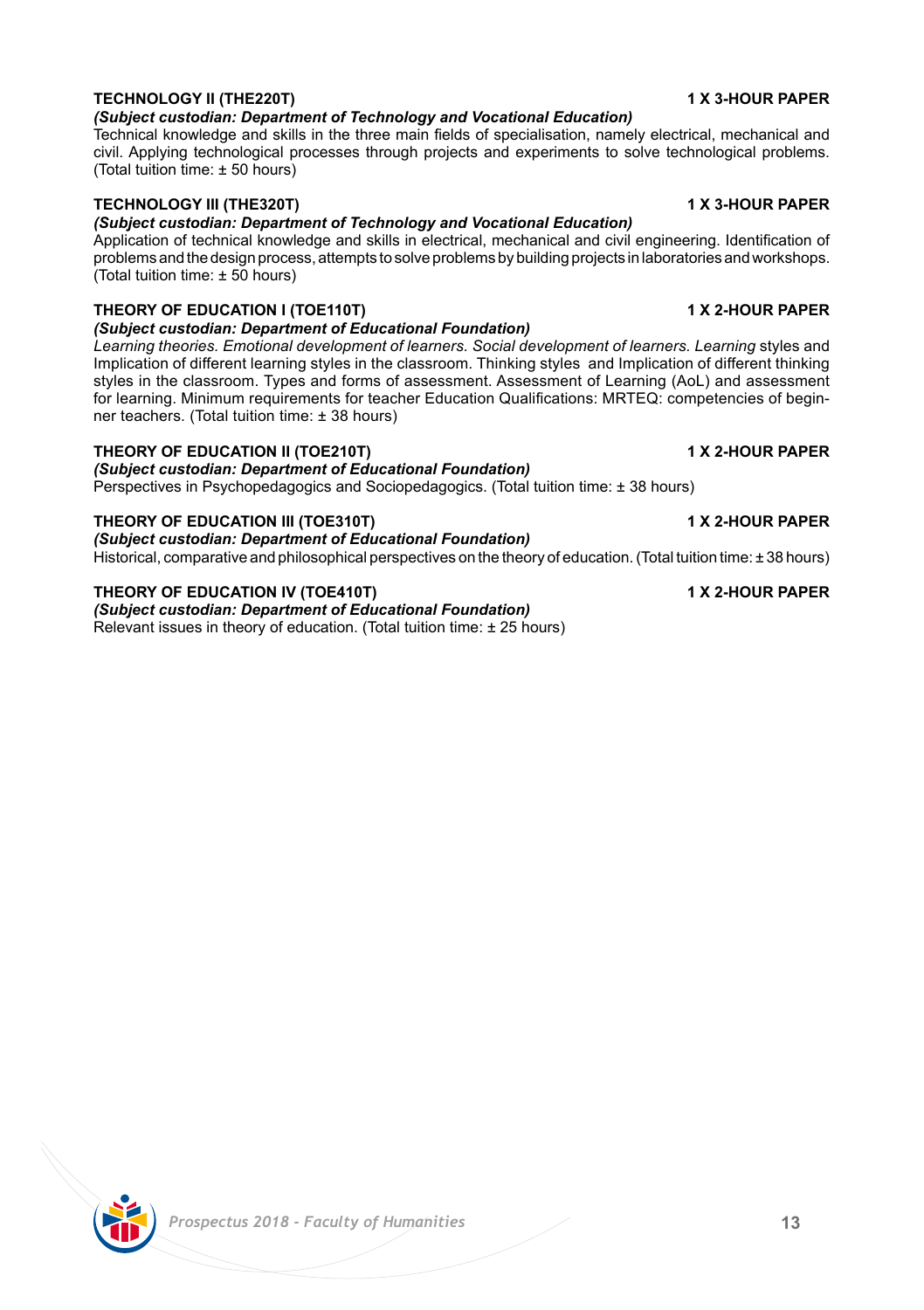**TECHNOLOGY II (THE220T)** **1 X 3-HOUR PAPER**

***(Subject custodian: Department of Technology and Vocational Education)***

Technical knowledge and skills in the three main fields of specialisation, namely electrical, mechanical and civil. Applying technological processes through projects and experiments to solve technological problems. (Total tuition time: ± 50 hours)

**TECHNOLOGY III (THE320T)** **1 X 3-HOUR PAPER**

***(Subject custodian: Department of Technology and Vocational Education)***

Application of technical knowledge and skills in electrical, mechanical and civil engineering. Identification of problems and the design process, attempts to solve problems by building projects in laboratories and workshops. (Total tuition time: ± 50 hours)

**THEORY OF EDUCATION I (TOE110T)** **1 X 2-HOUR PAPER**

***(Subject custodian: Department of Educational Foundation)***

*Learning theories. Emotional development of learners. Social development of learners. Learning* styles and Implication of different learning styles in the classroom. Thinking styles and Implication of different thinking styles in the classroom. Types and forms of assessment. Assessment of Learning (AoL) and assessment for learning. Minimum requirements for teacher Education Qualifications: MRTEQ: competencies of beginner teachers. (Total tuition time: ± 38 hours)

**THEORY OF EDUCATION II (TOE210T)** **1 X 2-HOUR PAPER**

***(Subject custodian: Department of Educational Foundation)***

Perspectives in Psychopedagogics and Sociopedagogics. (Total tuition time: ± 38 hours)

**THEORY OF EDUCATION III (TOE310T)** **1 X 2-HOUR PAPER**

***(Subject custodian: Department of Educational Foundation)***

Historical, comparative and philosophical perspectives on the theory of education. (Total tuition time: ± 38 hours)

**THEORY OF EDUCATION IV (TOE410T)** **1 X 2-HOUR PAPER**

***(Subject custodian: Department of Educational Foundation)***

Relevant issues in theory of education. (Total tuition time: ± 25 hours)